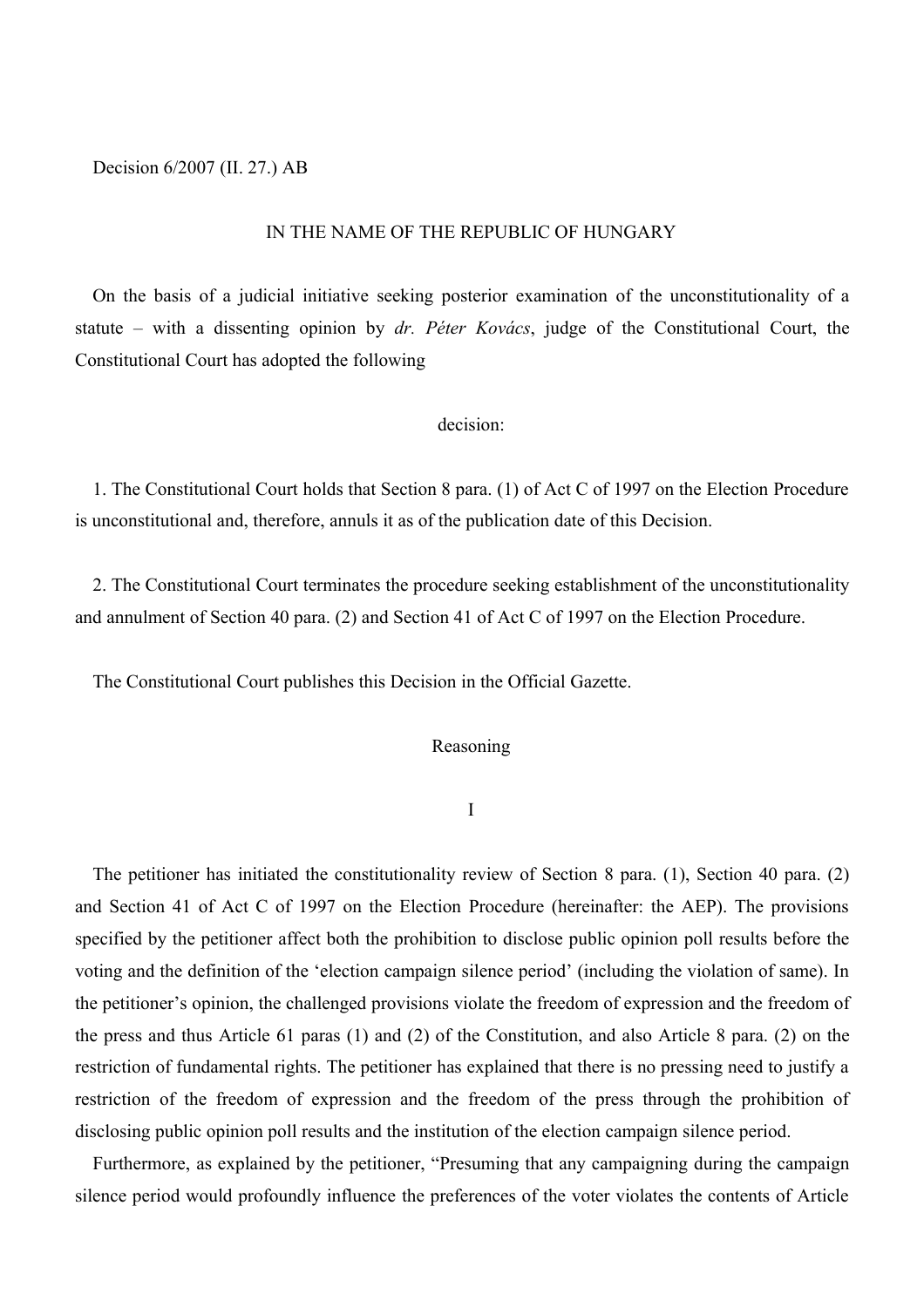Decision 6/2007 (II. 27.) AB

IN THE NAME OF THE REPUBLIC OF HUNGARY

On the basis of a judicial initiative seeking posterior examination of the unconstitutionality of a statute – with a dissenting opinion by *dr. Péter Kovács*, judge of the Constitutional Court, the Constitutional Court has adopted the following

decision:

1. The Constitutional Court holds that Section 8 para. (1) of Act C of 1997 on the Election Procedure is unconstitutional and, therefore, annuls it as of the publication date of this Decision.

2. The Constitutional Court terminates the procedure seeking establishment of the unconstitutionality and annulment of Section 40 para. (2) and Section 41 of Act C of 1997 on the Election Procedure.

The Constitutional Court publishes this Decision in the Official Gazette.

Reasoning

I

The petitioner has initiated the constitutionality review of Section 8 para. (1), Section 40 para. (2) and Section 41 of Act C of 1997 on the Election Procedure (hereinafter: the AEP). The provisions specified by the petitioner affect both the prohibition to disclose public opinion poll results before the voting and the definition of the 'election campaign silence period' (including the violation of same). In the petitioner's opinion, the challenged provisions violate the freedom of expression and the freedom of the press and thus Article 61 paras (1) and (2) of the Constitution, and also Article 8 para. (2) on the restriction of fundamental rights. The petitioner has explained that there is no pressing need to justify a restriction of the freedom of expression and the freedom of the press through the prohibition of disclosing public opinion poll results and the institution of the election campaign silence period.

Furthermore, as explained by the petitioner, "Presuming that any campaigning during the campaign silence period would profoundly influence the preferences of the voter violates the contents of Article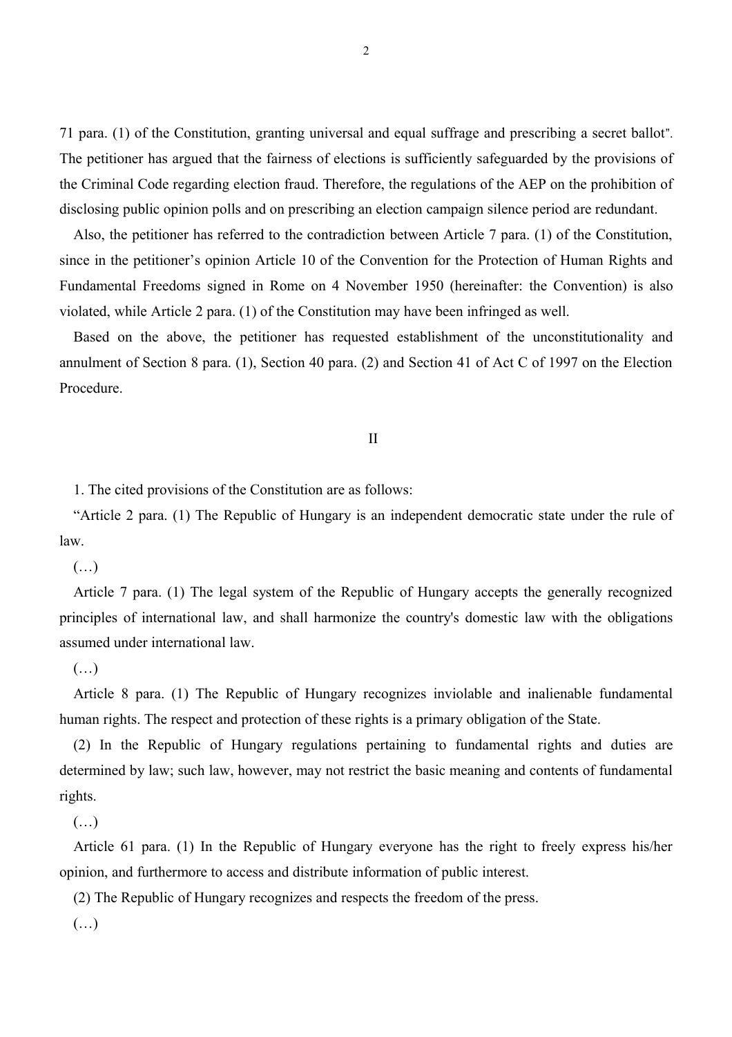71 para. (1) of the Constitution, granting universal and equal suffrage and prescribing a secret ballot". The petitioner has argued that the fairness of elections is sufficiently safeguarded by the provisions of the Criminal Code regarding election fraud. Therefore, the regulations of the AEP on the prohibition of disclosing public opinion polls and on prescribing an election campaign silence period are redundant.

Also, the petitioner has referred to the contradiction between Article 7 para. (1) of the Constitution, since in the petitioner's opinion Article 10 of the Convention for the Protection of Human Rights and Fundamental Freedoms signed in Rome on 4 November 1950 (hereinafter: the Convention) is also violated, while Article 2 para. (1) of the Constitution may have been infringed as well.

Based on the above, the petitioner has requested establishment of the unconstitutionality and annulment of Section 8 para. (1), Section 40 para. (2) and Section 41 of Act C of 1997 on the Election Procedure.

## II

1. The cited provisions of the Constitution are as follows:

"Article 2 para. (1) The Republic of Hungary is an independent democratic state under the rule of law.

(…)

Article 7 para. (1) The legal system of the Republic of Hungary accepts the generally recognized principles of international law, and shall harmonize the country's domestic law with the obligations assumed under international law.

(…)

Article 8 para. (1) The Republic of Hungary recognizes inviolable and inalienable fundamental human rights. The respect and protection of these rights is a primary obligation of the State.

(2) In the Republic of Hungary regulations pertaining to fundamental rights and duties are determined by law; such law, however, may not restrict the basic meaning and contents of fundamental rights.

(…)

Article 61 para. (1) In the Republic of Hungary everyone has the right to freely express his/her opinion, and furthermore to access and distribute information of public interest.

(2) The Republic of Hungary recognizes and respects the freedom of the press.

(…)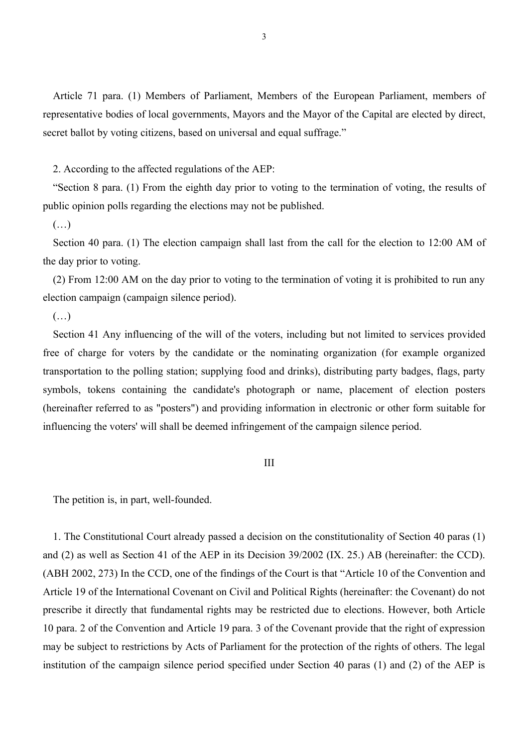Article 71 para. (1) Members of Parliament, Members of the European Parliament, members of representative bodies of local governments, Mayors and the Mayor of the Capital are elected by direct, secret ballot by voting citizens, based on universal and equal suffrage."

2. According to the affected regulations of the AEP:

"Section 8 para. (1) From the eighth day prior to voting to the termination of voting, the results of public opinion polls regarding the elections may not be published.

(…)

Section 40 para. (1) The election campaign shall last from the call for the election to 12:00 AM of the day prior to voting.

(2) From 12:00 AM on the day prior to voting to the termination of voting it is prohibited to run any election campaign (campaign silence period).

(…)

Section 41 Any influencing of the will of the voters, including but not limited to services provided free of charge for voters by the candidate or the nominating organization (for example organized transportation to the polling station; supplying food and drinks), distributing party badges, flags, party symbols, tokens containing the candidate's photograph or name, placement of election posters (hereinafter referred to as "posters") and providing information in electronic or other form suitable for influencing the voters' will shall be deemed infringement of the campaign silence period.

## III

The petition is, in part, well-founded.

1. The Constitutional Court already passed a decision on the constitutionality of Section 40 paras (1) and (2) as well as Section 41 of the AEP in its Decision 39/2002 (IX. 25.) AB (hereinafter: the CCD). (ABH 2002, 273) In the CCD, one of the findings of the Court is that "Article 10 of the Convention and Article 19 of the International Covenant on Civil and Political Rights (hereinafter: the Covenant) do not prescribe it directly that fundamental rights may be restricted due to elections. However, both Article 10 para. 2 of the Convention and Article 19 para. 3 of the Covenant provide that the right of expression may be subject to restrictions by Acts of Parliament for the protection of the rights of others. The legal institution of the campaign silence period specified under Section 40 paras (1) and (2) of the AEP is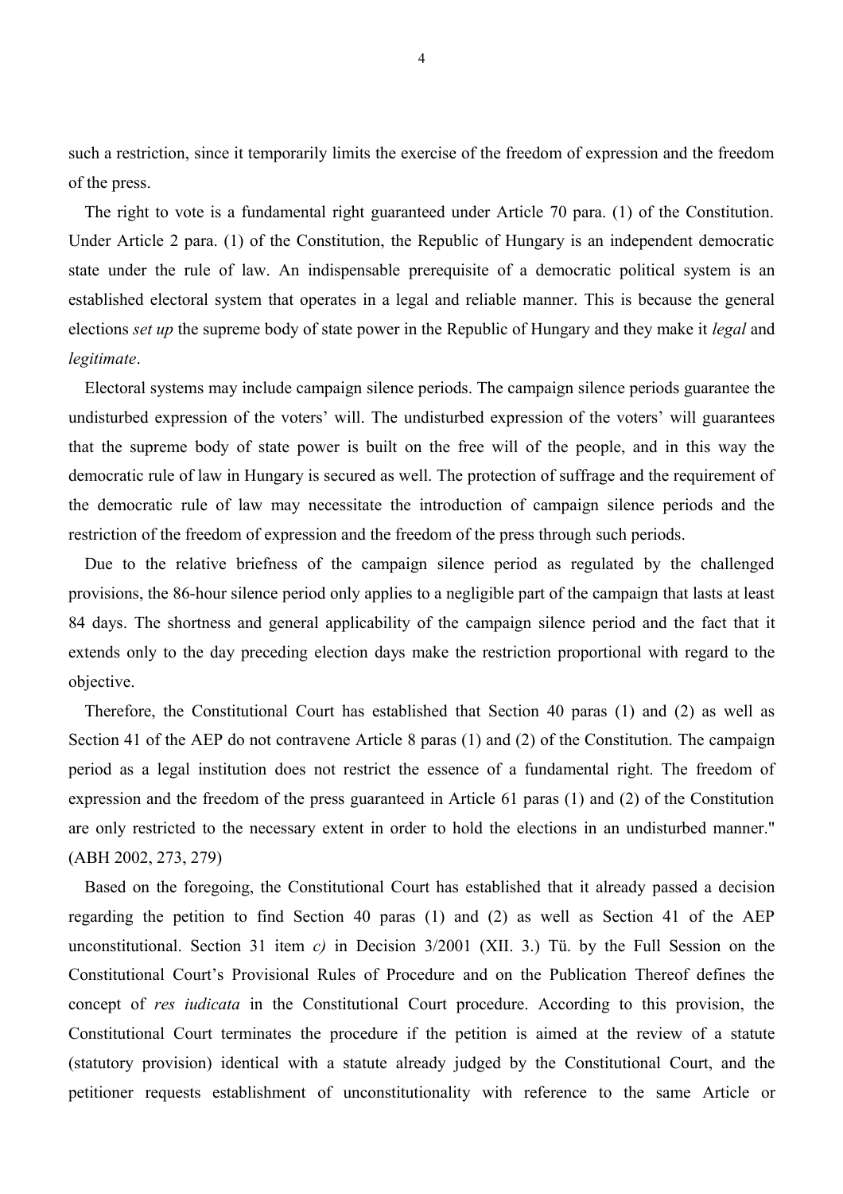such a restriction, since it temporarily limits the exercise of the freedom of expression and the freedom of the press.

The right to vote is a fundamental right guaranteed under Article 70 para. (1) of the Constitution. Under Article 2 para. (1) of the Constitution, the Republic of Hungary is an independent democratic state under the rule of law. An indispensable prerequisite of a democratic political system is an established electoral system that operates in a legal and reliable manner. This is because the general elections *set up* the supreme body of state power in the Republic of Hungary and they make it *legal* and *legitimate*.

Electoral systems may include campaign silence periods. The campaign silence periods guarantee the undisturbed expression of the voters' will. The undisturbed expression of the voters' will guarantees that the supreme body of state power is built on the free will of the people, and in this way the democratic rule of law in Hungary is secured as well. The protection of suffrage and the requirement of the democratic rule of law may necessitate the introduction of campaign silence periods and the restriction of the freedom of expression and the freedom of the press through such periods.

Due to the relative briefness of the campaign silence period as regulated by the challenged provisions, the 86-hour silence period only applies to a negligible part of the campaign that lasts at least 84 days. The shortness and general applicability of the campaign silence period and the fact that it extends only to the day preceding election days make the restriction proportional with regard to the objective.

Therefore, the Constitutional Court has established that Section 40 paras (1) and (2) as well as Section 41 of the AEP do not contravene Article 8 paras (1) and (2) of the Constitution. The campaign period as a legal institution does not restrict the essence of a fundamental right. The freedom of expression and the freedom of the press guaranteed in Article 61 paras (1) and (2) of the Constitution are only restricted to the necessary extent in order to hold the elections in an undisturbed manner." (ABH 2002, 273, 279)

Based on the foregoing, the Constitutional Court has established that it already passed a decision regarding the petition to find Section 40 paras (1) and (2) as well as Section 41 of the AEP unconstitutional. Section 31 item *c)* in Decision 3/2001 (XII. 3.) Tü. by the Full Session on the Constitutional Court's Provisional Rules of Procedure and on the Publication Thereof defines the concept of *res iudicata* in the Constitutional Court procedure. According to this provision, the Constitutional Court terminates the procedure if the petition is aimed at the review of a statute (statutory provision) identical with a statute already judged by the Constitutional Court, and the petitioner requests establishment of unconstitutionality with reference to the same Article or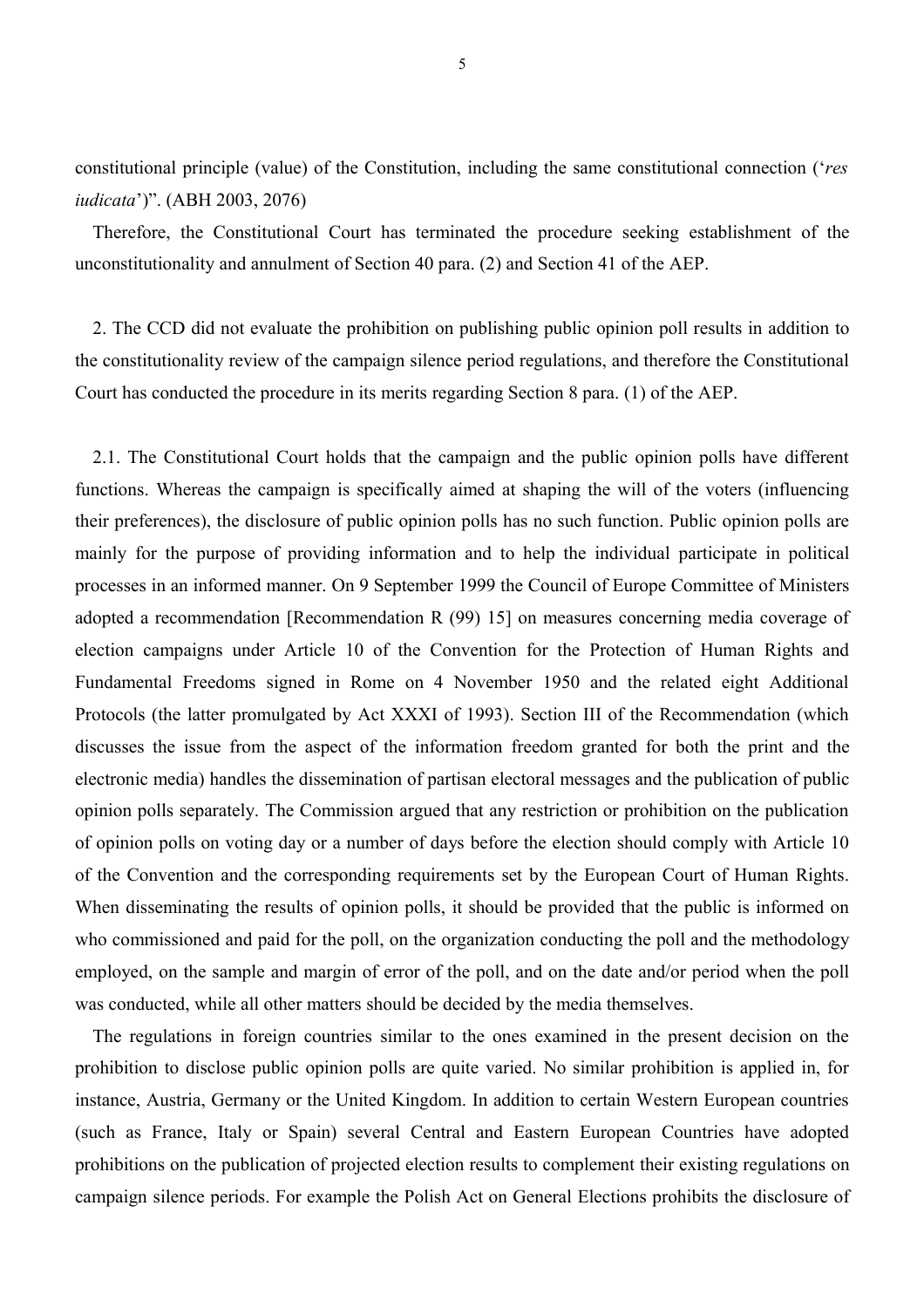constitutional principle (value) of the Constitution, including the same constitutional connection ('*res iudicata*')". (ABH 2003, 2076)

Therefore, the Constitutional Court has terminated the procedure seeking establishment of the unconstitutionality and annulment of Section 40 para. (2) and Section 41 of the AEP.

2. The CCD did not evaluate the prohibition on publishing public opinion poll results in addition to the constitutionality review of the campaign silence period regulations, and therefore the Constitutional Court has conducted the procedure in its merits regarding Section 8 para. (1) of the AEP.

2.1. The Constitutional Court holds that the campaign and the public opinion polls have different functions. Whereas the campaign is specifically aimed at shaping the will of the voters (influencing their preferences), the disclosure of public opinion polls has no such function. Public opinion polls are mainly for the purpose of providing information and to help the individual participate in political processes in an informed manner. On 9 September 1999 the Council of Europe Committee of Ministers adopted a recommendation [Recommendation R (99) 15] on measures concerning media coverage of election campaigns under Article 10 of the Convention for the Protection of Human Rights and Fundamental Freedoms signed in Rome on 4 November 1950 and the related eight Additional Protocols (the latter promulgated by Act XXXI of 1993). Section III of the Recommendation (which discusses the issue from the aspect of the information freedom granted for both the print and the electronic media) handles the dissemination of partisan electoral messages and the publication of public opinion polls separately. The Commission argued that any restriction or prohibition on the publication of opinion polls on voting day or a number of days before the election should comply with Article 10 of the Convention and the corresponding requirements set by the European Court of Human Rights. When disseminating the results of opinion polls, it should be provided that the public is informed on who commissioned and paid for the poll, on the organization conducting the poll and the methodology employed, on the sample and margin of error of the poll, and on the date and/or period when the poll was conducted, while all other matters should be decided by the media themselves.

The regulations in foreign countries similar to the ones examined in the present decision on the prohibition to disclose public opinion polls are quite varied. No similar prohibition is applied in, for instance, Austria, Germany or the United Kingdom. In addition to certain Western European countries (such as France, Italy or Spain) several Central and Eastern European Countries have adopted prohibitions on the publication of projected election results to complement their existing regulations on campaign silence periods. For example the Polish Act on General Elections prohibits the disclosure of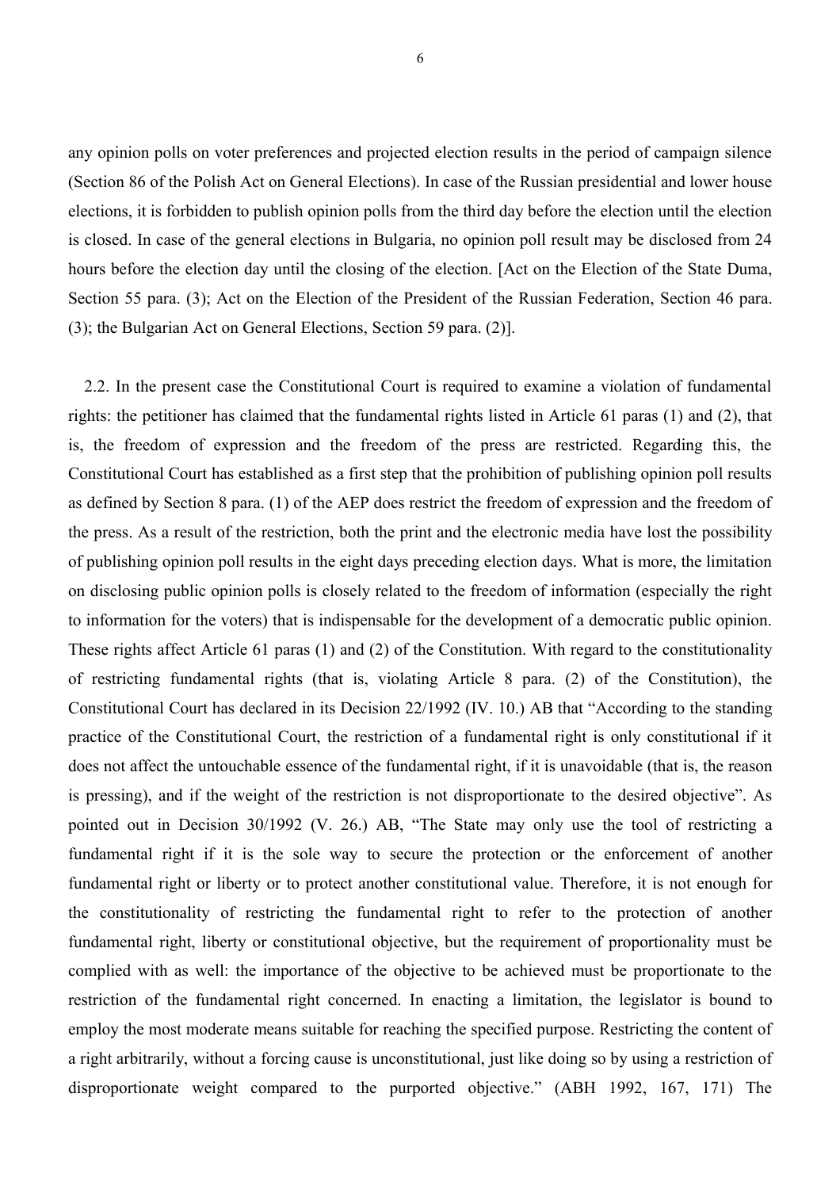any opinion polls on voter preferences and projected election results in the period of campaign silence (Section 86 of the Polish Act on General Elections). In case of the Russian presidential and lower house elections, it is forbidden to publish opinion polls from the third day before the election until the election is closed. In case of the general elections in Bulgaria, no opinion poll result may be disclosed from 24 hours before the election day until the closing of the election. [Act on the Election of the State Duma, Section 55 para. (3); Act on the Election of the President of the Russian Federation, Section 46 para. (3); the Bulgarian Act on General Elections, Section 59 para. (2)].

2.2. In the present case the Constitutional Court is required to examine a violation of fundamental rights: the petitioner has claimed that the fundamental rights listed in Article 61 paras (1) and (2), that is, the freedom of expression and the freedom of the press are restricted. Regarding this, the Constitutional Court has established as a first step that the prohibition of publishing opinion poll results as defined by Section 8 para. (1) of the AEP does restrict the freedom of expression and the freedom of the press. As a result of the restriction, both the print and the electronic media have lost the possibility of publishing opinion poll results in the eight days preceding election days. What is more, the limitation on disclosing public opinion polls is closely related to the freedom of information (especially the right to information for the voters) that is indispensable for the development of a democratic public opinion. These rights affect Article 61 paras (1) and (2) of the Constitution. With regard to the constitutionality of restricting fundamental rights (that is, violating Article 8 para. (2) of the Constitution), the Constitutional Court has declared in its Decision 22/1992 (IV. 10.) AB that "According to the standing practice of the Constitutional Court, the restriction of a fundamental right is only constitutional if it does not affect the untouchable essence of the fundamental right, if it is unavoidable (that is, the reason is pressing), and if the weight of the restriction is not disproportionate to the desired objective". As pointed out in Decision 30/1992 (V. 26.) AB, "The State may only use the tool of restricting a fundamental right if it is the sole way to secure the protection or the enforcement of another fundamental right or liberty or to protect another constitutional value. Therefore, it is not enough for the constitutionality of restricting the fundamental right to refer to the protection of another fundamental right, liberty or constitutional objective, but the requirement of proportionality must be complied with as well: the importance of the objective to be achieved must be proportionate to the restriction of the fundamental right concerned. In enacting a limitation, the legislator is bound to employ the most moderate means suitable for reaching the specified purpose. Restricting the content of a right arbitrarily, without a forcing cause is unconstitutional, just like doing so by using a restriction of disproportionate weight compared to the purported objective." (ABH 1992, 167, 171) The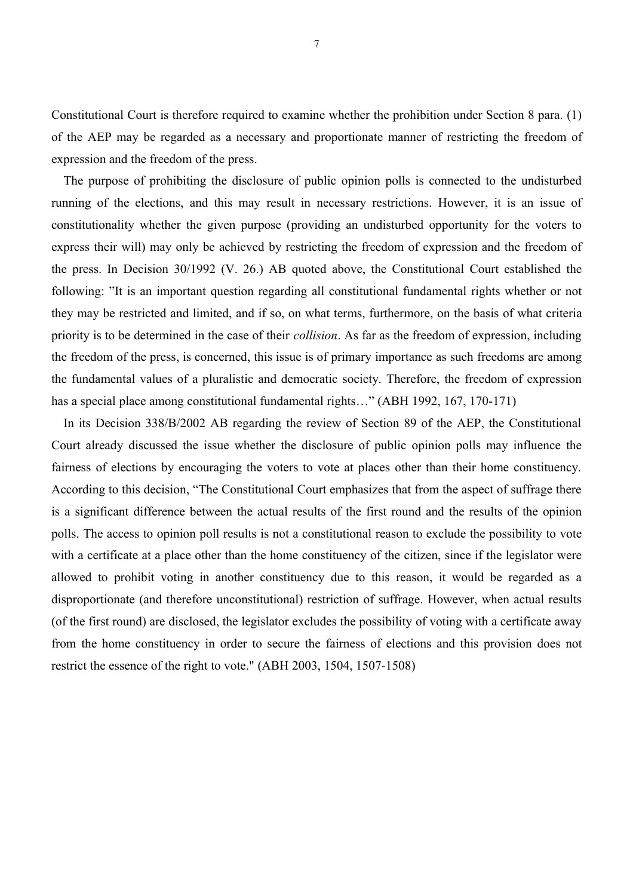Constitutional Court is therefore required to examine whether the prohibition under Section 8 para. (1) of the AEP may be regarded as a necessary and proportionate manner of restricting the freedom of expression and the freedom of the press.

The purpose of prohibiting the disclosure of public opinion polls is connected to the undisturbed running of the elections, and this may result in necessary restrictions. However, it is an issue of constitutionality whether the given purpose (providing an undisturbed opportunity for the voters to express their will) may only be achieved by restricting the freedom of expression and the freedom of the press. In Decision 30/1992 (V. 26.) AB quoted above, the Constitutional Court established the following: "It is an important question regarding all constitutional fundamental rights whether or not they may be restricted and limited, and if so, on what terms, furthermore, on the basis of what criteria priority is to be determined in the case of their *collision*. As far as the freedom of expression, including the freedom of the press, is concerned, this issue is of primary importance as such freedoms are among the fundamental values of a pluralistic and democratic society. Therefore, the freedom of expression has a special place among constitutional fundamental rights…" (ABH 1992, 167, 170-171)

In its Decision 338/B/2002 AB regarding the review of Section 89 of the AEP, the Constitutional Court already discussed the issue whether the disclosure of public opinion polls may influence the fairness of elections by encouraging the voters to vote at places other than their home constituency. According to this decision, "The Constitutional Court emphasizes that from the aspect of suffrage there is a significant difference between the actual results of the first round and the results of the opinion polls. The access to opinion poll results is not a constitutional reason to exclude the possibility to vote with a certificate at a place other than the home constituency of the citizen, since if the legislator were allowed to prohibit voting in another constituency due to this reason, it would be regarded as a disproportionate (and therefore unconstitutional) restriction of suffrage. However, when actual results (of the first round) are disclosed, the legislator excludes the possibility of voting with a certificate away from the home constituency in order to secure the fairness of elections and this provision does not restrict the essence of the right to vote." (ABH 2003, 1504, 1507-1508)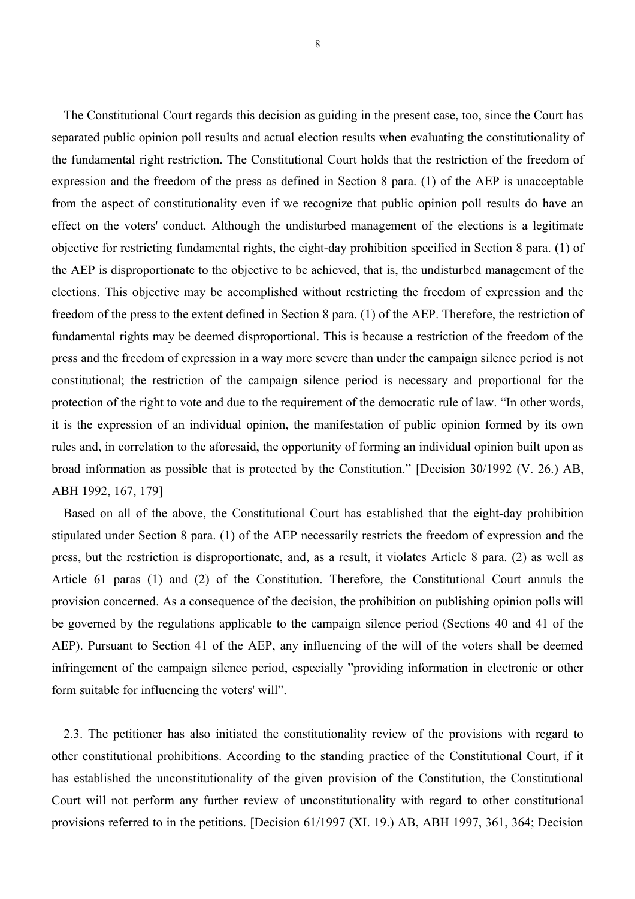The Constitutional Court regards this decision as guiding in the present case, too, since the Court has separated public opinion poll results and actual election results when evaluating the constitutionality of the fundamental right restriction. The Constitutional Court holds that the restriction of the freedom of expression and the freedom of the press as defined in Section 8 para. (1) of the AEP is unacceptable from the aspect of constitutionality even if we recognize that public opinion poll results do have an effect on the voters' conduct. Although the undisturbed management of the elections is a legitimate objective for restricting fundamental rights, the eight-day prohibition specified in Section 8 para. (1) of the AEP is disproportionate to the objective to be achieved, that is, the undisturbed management of the elections. This objective may be accomplished without restricting the freedom of expression and the freedom of the press to the extent defined in Section 8 para. (1) of the AEP. Therefore, the restriction of fundamental rights may be deemed disproportional. This is because a restriction of the freedom of the press and the freedom of expression in a way more severe than under the campaign silence period is not constitutional; the restriction of the campaign silence period is necessary and proportional for the protection of the right to vote and due to the requirement of the democratic rule of law. "In other words, it is the expression of an individual opinion, the manifestation of public opinion formed by its own rules and, in correlation to the aforesaid, the opportunity of forming an individual opinion built upon as broad information as possible that is protected by the Constitution." [Decision 30/1992 (V. 26.) AB, ABH 1992, 167, 179]

Based on all of the above, the Constitutional Court has established that the eight-day prohibition stipulated under Section 8 para. (1) of the AEP necessarily restricts the freedom of expression and the press, but the restriction is disproportionate, and, as a result, it violates Article 8 para. (2) as well as Article 61 paras (1) and (2) of the Constitution. Therefore, the Constitutional Court annuls the provision concerned. As a consequence of the decision, the prohibition on publishing opinion polls will be governed by the regulations applicable to the campaign silence period (Sections 40 and 41 of the AEP). Pursuant to Section 41 of the AEP, any influencing of the will of the voters shall be deemed infringement of the campaign silence period, especially "providing information in electronic or other form suitable for influencing the voters' will".

2.3. The petitioner has also initiated the constitutionality review of the provisions with regard to other constitutional prohibitions. According to the standing practice of the Constitutional Court, if it has established the unconstitutionality of the given provision of the Constitution, the Constitutional Court will not perform any further review of unconstitutionality with regard to other constitutional provisions referred to in the petitions. [Decision 61/1997 (XI. 19.) AB, ABH 1997, 361, 364; Decision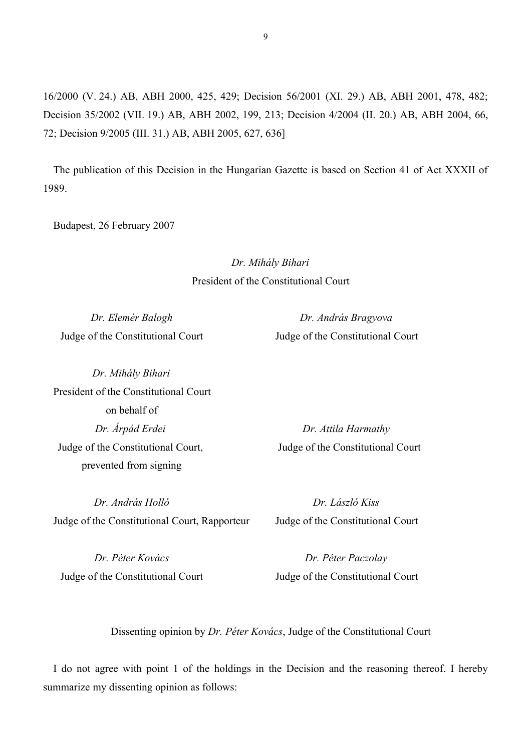16/2000 (V. 24.) AB, ABH 2000, 425, 429; Decision 56/2001 (XI. 29.) AB, ABH 2001, 478, 482; Decision 35/2002 (VII. 19.) AB, ABH 2002, 199, 213; Decision 4/2004 (II. 20.) AB, ABH 2004, 66, 72; Decision 9/2005 (III. 31.) AB, ABH 2005, 627, 636]

The publication of this Decision in the Hungarian Gazette is based on Section 41 of Act XXXII of 1989.

Budapest, 26 February 2007

*Dr. Mihály Bihari*
President of the Constitutional Court

*Dr. Elemér Balogh*
Judge of the Constitutional Court

*Dr. András Bragyova*
Judge of the Constitutional Court

*Dr. Mihály Bihari*
President of the Constitutional Court
on behalf of
*Dr. Árpád Erdei*
Judge of the Constitutional Court,
prevented from signing

*Dr. Attila Harmathy*
Judge of the Constitutional Court

*Dr. András Holló*
Judge of the Constitutional Court, Rapporteur

*Dr. László Kiss*
Judge of the Constitutional Court

*Dr. Péter Kovács*
Judge of the Constitutional Court

*Dr. Péter Paczolay*
Judge of the Constitutional Court

Dissenting opinion by *Dr. Péter Kovács*, Judge of the Constitutional Court

I do not agree with point 1 of the holdings in the Decision and the reasoning thereof. I hereby summarize my dissenting opinion as follows: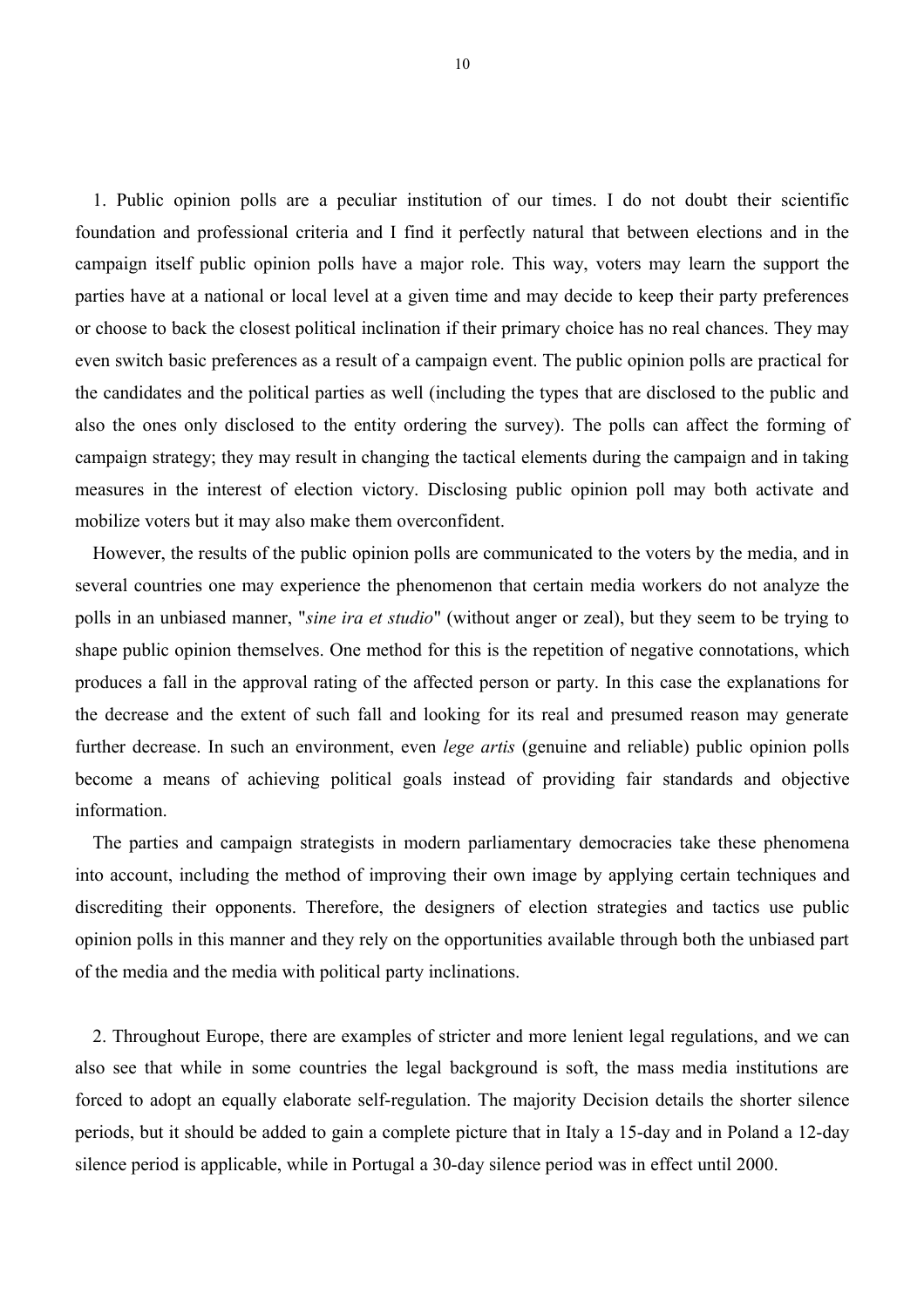1. Public opinion polls are a peculiar institution of our times. I do not doubt their scientific foundation and professional criteria and I find it perfectly natural that between elections and in the campaign itself public opinion polls have a major role. This way, voters may learn the support the parties have at a national or local level at a given time and may decide to keep their party preferences or choose to back the closest political inclination if their primary choice has no real chances. They may even switch basic preferences as a result of a campaign event. The public opinion polls are practical for the candidates and the political parties as well (including the types that are disclosed to the public and also the ones only disclosed to the entity ordering the survey). The polls can affect the forming of campaign strategy; they may result in changing the tactical elements during the campaign and in taking measures in the interest of election victory. Disclosing public opinion poll may both activate and mobilize voters but it may also make them overconfident.

However, the results of the public opinion polls are communicated to the voters by the media, and in several countries one may experience the phenomenon that certain media workers do not analyze the polls in an unbiased manner, "*sine ira et studio*" (without anger or zeal), but they seem to be trying to shape public opinion themselves. One method for this is the repetition of negative connotations, which produces a fall in the approval rating of the affected person or party. In this case the explanations for the decrease and the extent of such fall and looking for its real and presumed reason may generate further decrease. In such an environment, even *lege artis* (genuine and reliable) public opinion polls become a means of achieving political goals instead of providing fair standards and objective information.

The parties and campaign strategists in modern parliamentary democracies take these phenomena into account, including the method of improving their own image by applying certain techniques and discrediting their opponents. Therefore, the designers of election strategies and tactics use public opinion polls in this manner and they rely on the opportunities available through both the unbiased part of the media and the media with political party inclinations.

2. Throughout Europe, there are examples of stricter and more lenient legal regulations, and we can also see that while in some countries the legal background is soft, the mass media institutions are forced to adopt an equally elaborate self-regulation. The majority Decision details the shorter silence periods, but it should be added to gain a complete picture that in Italy a 15-day and in Poland a 12-day silence period is applicable, while in Portugal a 30-day silence period was in effect until 2000.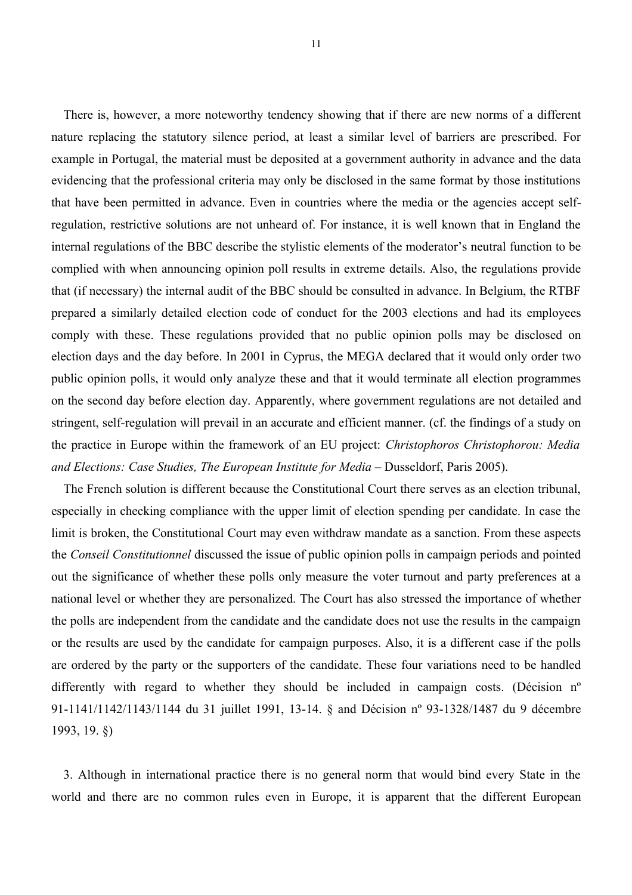There is, however, a more noteworthy tendency showing that if there are new norms of a different nature replacing the statutory silence period, at least a similar level of barriers are prescribed. For example in Portugal, the material must be deposited at a government authority in advance and the data evidencing that the professional criteria may only be disclosed in the same format by those institutions that have been permitted in advance. Even in countries where the media or the agencies accept self-regulation, restrictive solutions are not unheard of. For instance, it is well known that in England the internal regulations of the BBC describe the stylistic elements of the moderator's neutral function to be complied with when announcing opinion poll results in extreme details. Also, the regulations provide that (if necessary) the internal audit of the BBC should be consulted in advance. In Belgium, the RTBF prepared a similarly detailed election code of conduct for the 2003 elections and had its employees comply with these. These regulations provided that no public opinion polls may be disclosed on election days and the day before. In 2001 in Cyprus, the MEGA declared that it would only order two public opinion polls, it would only analyze these and that it would terminate all election programmes on the second day before election day. Apparently, where government regulations are not detailed and stringent, self-regulation will prevail in an accurate and efficient manner. (cf. the findings of a study on the practice in Europe within the framework of an EU project: *Christophoros Christophorou: Media and Elections: Case Studies, The European Institute for Media* – Dusseldorf, Paris 2005).

The French solution is different because the Constitutional Court there serves as an election tribunal, especially in checking compliance with the upper limit of election spending per candidate. In case the limit is broken, the Constitutional Court may even withdraw mandate as a sanction. From these aspects the *Conseil Constitutionnel* discussed the issue of public opinion polls in campaign periods and pointed out the significance of whether these polls only measure the voter turnout and party preferences at a national level or whether they are personalized. The Court has also stressed the importance of whether the polls are independent from the candidate and the candidate does not use the results in the campaign or the results are used by the candidate for campaign purposes. Also, it is a different case if the polls are ordered by the party or the supporters of the candidate. These four variations need to be handled differently with regard to whether they should be included in campaign costs. (Décision nº 91-1141/1142/1143/1144 du 31 juillet 1991, 13-14. § and Décision nº 93-1328/1487 du 9 décembre 1993, 19. §)

3. Although in international practice there is no general norm that would bind every State in the world and there are no common rules even in Europe, it is apparent that the different European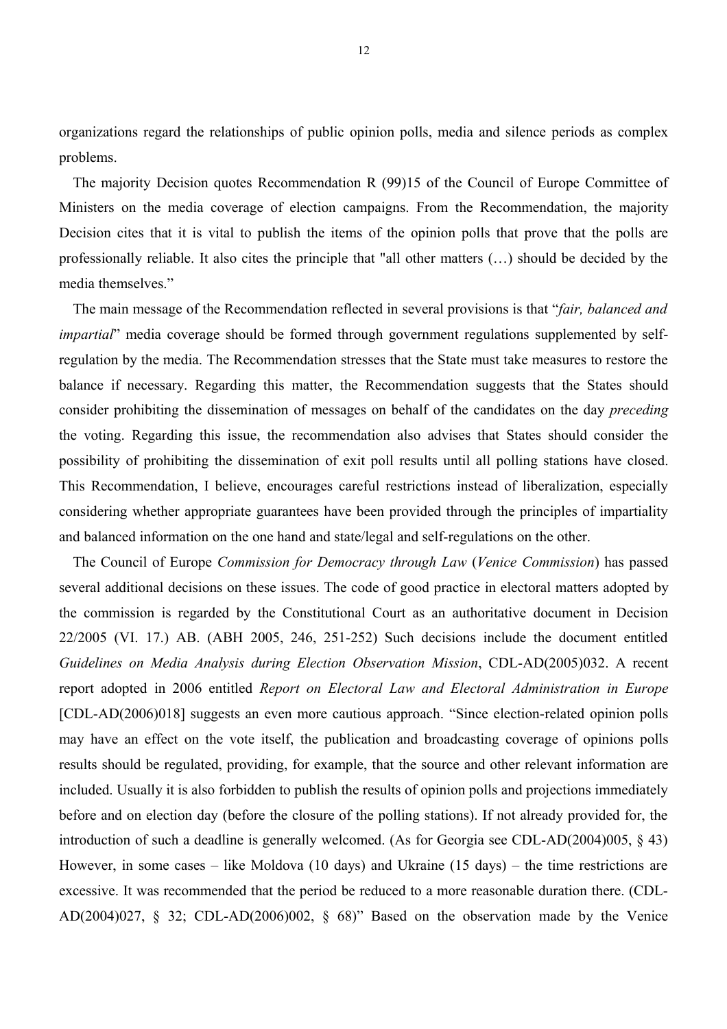organizations regard the relationships of public opinion polls, media and silence periods as complex problems.

The majority Decision quotes Recommendation R (99)15 of the Council of Europe Committee of Ministers on the media coverage of election campaigns. From the Recommendation, the majority Decision cites that it is vital to publish the items of the opinion polls that prove that the polls are professionally reliable. It also cites the principle that "all other matters (…) should be decided by the media themselves."

The main message of the Recommendation reflected in several provisions is that "*fair, balanced and impartial*" media coverage should be formed through government regulations supplemented by self-regulation by the media. The Recommendation stresses that the State must take measures to restore the balance if necessary. Regarding this matter, the Recommendation suggests that the States should consider prohibiting the dissemination of messages on behalf of the candidates on the day *preceding* the voting. Regarding this issue, the recommendation also advises that States should consider the possibility of prohibiting the dissemination of exit poll results until all polling stations have closed. This Recommendation, I believe, encourages careful restrictions instead of liberalization, especially considering whether appropriate guarantees have been provided through the principles of impartiality and balanced information on the one hand and state/legal and self-regulations on the other.

The Council of Europe *Commission for Democracy through Law* (*Venice Commission*) has passed several additional decisions on these issues. The code of good practice in electoral matters adopted by the commission is regarded by the Constitutional Court as an authoritative document in Decision 22/2005 (VI. 17.) AB. (ABH 2005, 246, 251-252) Such decisions include the document entitled *Guidelines on Media Analysis during Election Observation Mission*, CDL-AD(2005)032. A recent report adopted in 2006 entitled *Report on Electoral Law and Electoral Administration in Europe* [CDL-AD(2006)018] suggests an even more cautious approach. "Since election-related opinion polls may have an effect on the vote itself, the publication and broadcasting coverage of opinions polls results should be regulated, providing, for example, that the source and other relevant information are included. Usually it is also forbidden to publish the results of opinion polls and projections immediately before and on election day (before the closure of the polling stations). If not already provided for, the introduction of such a deadline is generally welcomed. (As for Georgia see CDL-AD(2004)005, § 43) However, in some cases – like Moldova (10 days) and Ukraine (15 days) – the time restrictions are excessive. It was recommended that the period be reduced to a more reasonable duration there. (CDL-AD(2004)027, § 32; CDL-AD(2006)002, § 68)" Based on the observation made by the Venice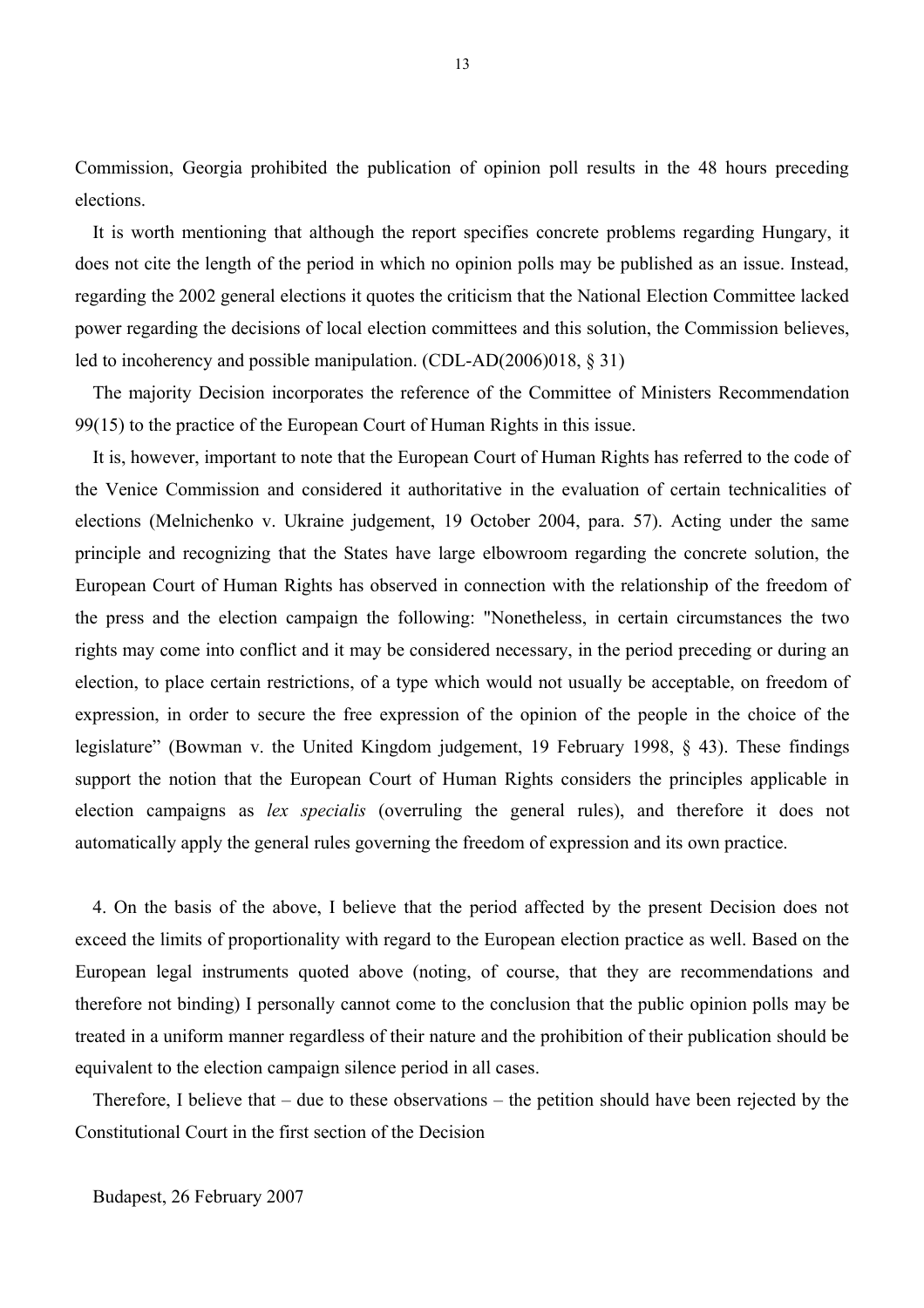Commission, Georgia prohibited the publication of opinion poll results in the 48 hours preceding elections.

It is worth mentioning that although the report specifies concrete problems regarding Hungary, it does not cite the length of the period in which no opinion polls may be published as an issue. Instead, regarding the 2002 general elections it quotes the criticism that the National Election Committee lacked power regarding the decisions of local election committees and this solution, the Commission believes, led to incoherency and possible manipulation. (CDL-AD(2006)018, § 31)

The majority Decision incorporates the reference of the Committee of Ministers Recommendation 99(15) to the practice of the European Court of Human Rights in this issue.

It is, however, important to note that the European Court of Human Rights has referred to the code of the Venice Commission and considered it authoritative in the evaluation of certain technicalities of elections (Melnichenko v. Ukraine judgement, 19 October 2004, para. 57). Acting under the same principle and recognizing that the States have large elbowroom regarding the concrete solution, the European Court of Human Rights has observed in connection with the relationship of the freedom of the press and the election campaign the following: "Nonetheless, in certain circumstances the two rights may come into conflict and it may be considered necessary, in the period preceding or during an election, to place certain restrictions, of a type which would not usually be acceptable, on freedom of expression, in order to secure the free expression of the opinion of the people in the choice of the legislature" (Bowman v. the United Kingdom judgement, 19 February 1998, § 43). These findings support the notion that the European Court of Human Rights considers the principles applicable in election campaigns as *lex specialis* (overruling the general rules), and therefore it does not automatically apply the general rules governing the freedom of expression and its own practice.

4. On the basis of the above, I believe that the period affected by the present Decision does not exceed the limits of proportionality with regard to the European election practice as well. Based on the European legal instruments quoted above (noting, of course, that they are recommendations and therefore not binding) I personally cannot come to the conclusion that the public opinion polls may be treated in a uniform manner regardless of their nature and the prohibition of their publication should be equivalent to the election campaign silence period in all cases.

Therefore, I believe that – due to these observations – the petition should have been rejected by the Constitutional Court in the first section of the Decision

Budapest, 26 February 2007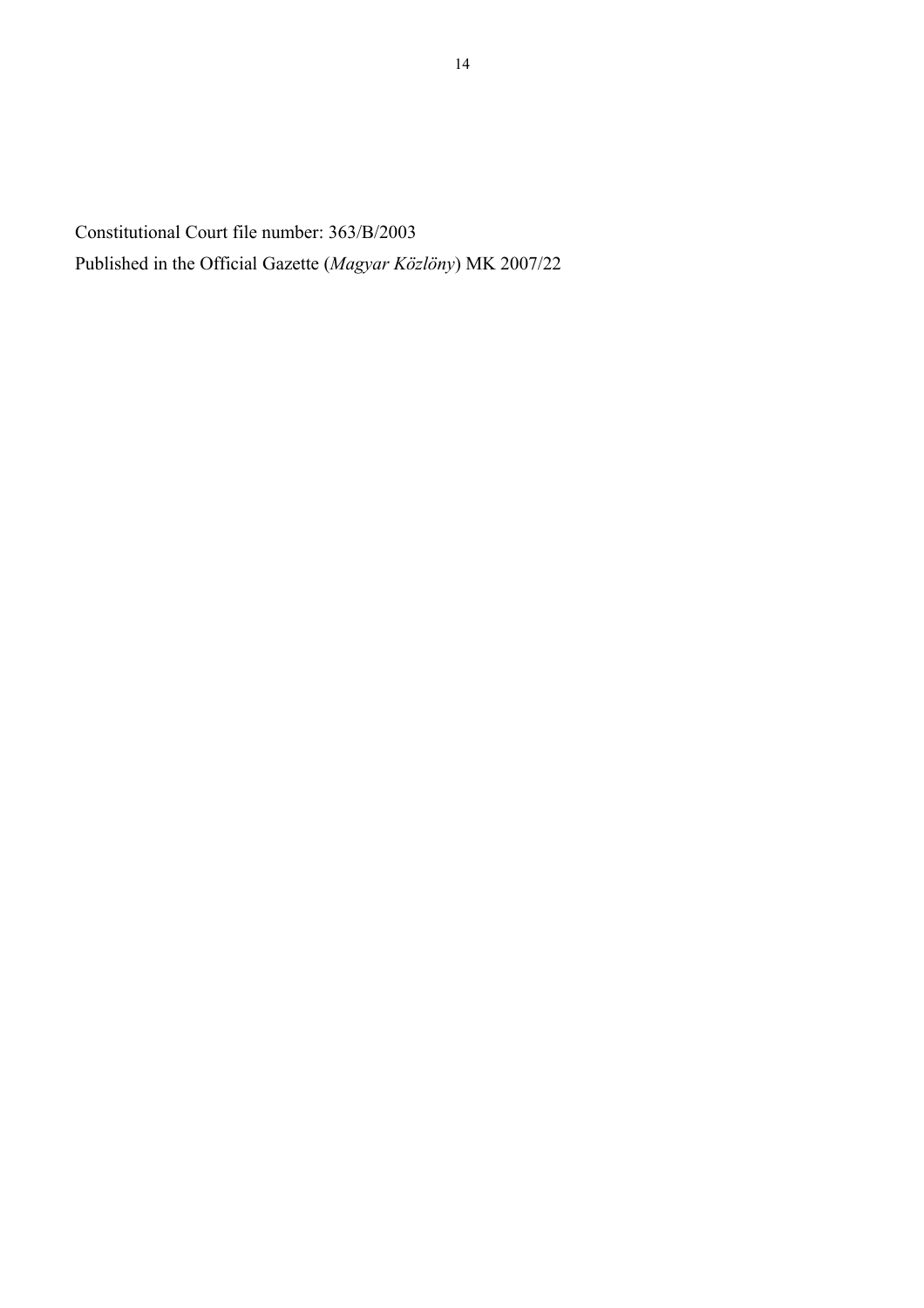Constitutional Court file number: 363/B/2003

Published in the Official Gazette (*Magyar Közlöny*) MK 2007/22